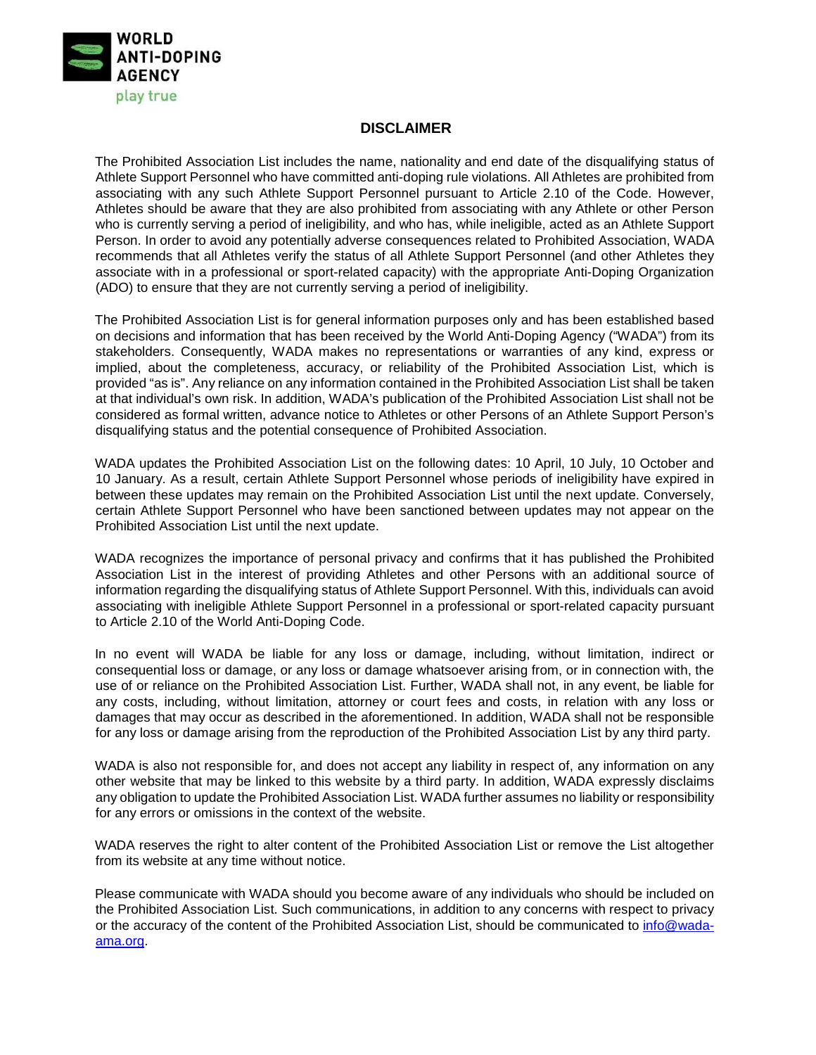WORLD ANTI-DOPING AGENCY

play true

# DISCLAIMER

The Prohibited Association List includes the name, nationality and end date of the disqualifying status of Athlete Support Personnel who have committed anti-doping rule violations. All Athletes are prohibited from associating with any such Athlete Support Personnel pursuant to Article 2.10 of the Code. However, Athletes should be aware that they are also prohibited from associating with any Athlete or other Person who is currently serving a period of ineligibility, and who has, while ineligible, acted as an Athlete Support Person. In order to avoid any potentially adverse consequences related to Prohibited Association, WADA recommends that all Athletes verify the status of all Athlete Support Personnel (and other Athletes they associate with in a professional or sport-related capacity) with the appropriate Anti-Doping Organization (ADO) to ensure that they are not currently serving a period of ineligibility.

The Prohibited Association List is for general information purposes only and has been established based on decisions and information that has been received by the World Anti-Doping Agency ("WADA") from its stakeholders. Consequently, WADA makes no representations or warranties of any kind, express or implied, about the completeness, accuracy, or reliability of the Prohibited Association List, which is provided "as is". Any reliance on any information contained in the Prohibited Association List shall be taken at that individual's own risk. In addition, WADA's publication of the Prohibited Association List shall not be considered as formal written, advance notice to Athletes or other Persons of an Athlete Support Person's disqualifying status and the potential consequence of Prohibited Association.

WADA updates the Prohibited Association List on the following dates: 10 April, 10 July, 10 October and 10 January. As a result, certain Athlete Support Personnel whose periods of ineligibility have expired in between these updates may remain on the Prohibited Association List until the next update. Conversely, certain Athlete Support Personnel who have been sanctioned between updates may not appear on the Prohibited Association List until the next update.

WADA recognizes the importance of personal privacy and confirms that it has published the Prohibited Association List in the interest of providing Athletes and other Persons with an additional source of information regarding the disqualifying status of Athlete Support Personnel. With this, individuals can avoid associating with ineligible Athlete Support Personnel in a professional or sport-related capacity pursuant to Article 2.10 of the World Anti-Doping Code.

In no event will WADA be liable for any loss or damage, including, without limitation, indirect or consequential loss or damage, or any loss or damage whatsoever arising from, or in connection with, the use of or reliance on the Prohibited Association List. Further, WADA shall not, in any event, be liable for any costs, including, without limitation, attorney or court fees and costs, in relation with any loss or damages that may occur as described in the aforementioned. In addition, WADA shall not be responsible for any loss or damage arising from the reproduction of the Prohibited Association List by any third party.

WADA is also not responsible for, and does not accept any liability in respect of, any information on any other website that may be linked to this website by a third party. In addition, WADA expressly disclaims any obligation to update the Prohibited Association List. WADA further assumes no liability or responsibility for any errors or omissions in the context of the website.

WADA reserves the right to alter content of the Prohibited Association List or remove the List altogether from its website at any time without notice.

Please communicate with WADA should you become aware of any individuals who should be included on the Prohibited Association List. Such communications, in addition to any concerns with respect to privacy or the accuracy of the content of the Prohibited Association List, should be communicated to [info@wada-ama.org](mailto:info@wada-ama.org).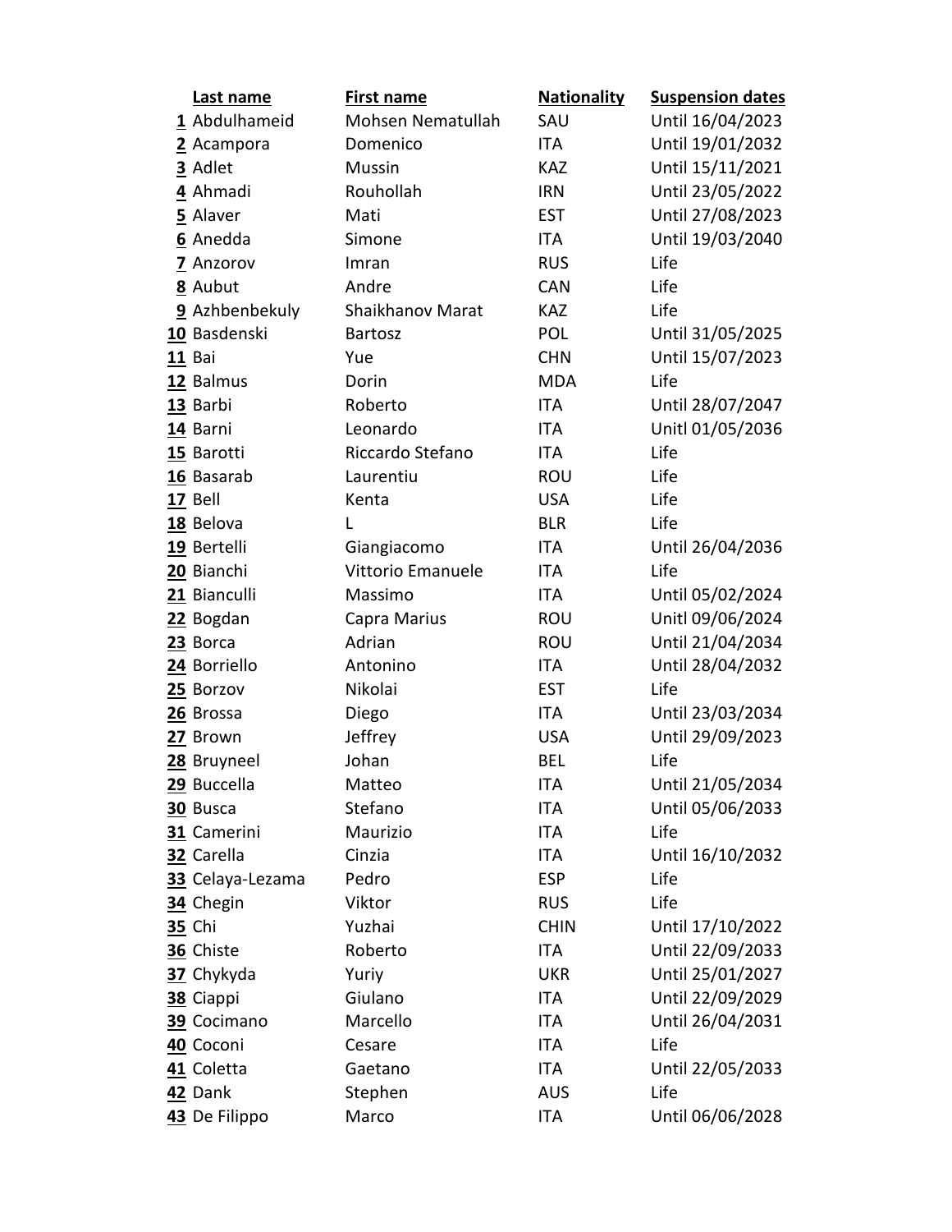| | Last name | First name | Nationality | Suspension dates |
|---|---|---|---|---|
| 1 | Abdulhameid | Mohsen Nematullah | SAU | Until 16/04/2023 |
| 2 | Acampora | Domenico | ITA | Until 19/01/2032 |
| 3 | Adlet | Mussin | KAZ | Until 15/11/2021 |
| 4 | Ahmadi | Rouhollah | IRN | Until 23/05/2022 |
| 5 | Alaver | Mati | EST | Until 27/08/2023 |
| 6 | Anedda | Simone | ITA | Until 19/03/2040 |
| 7 | Anzorov | Imran | RUS | Life |
| 8 | Aubut | Andre | CAN | Life |
| 9 | Azhbenbekuly | Shaikhanov Marat | KAZ | Life |
| 10 | Basdenski | Bartosz | POL | Until 31/05/2025 |
| 11 | Bai | Yue | CHN | Until 15/07/2023 |
| 12 | Balmus | Dorin | MDA | Life |
| 13 | Barbi | Roberto | ITA | Until 28/07/2047 |
| 14 | Barni | Leonardo | ITA | Unitl 01/05/2036 |
| 15 | Barotti | Riccardo Stefano | ITA | Life |
| 16 | Basarab | Laurentiu | ROU | Life |
| 17 | Bell | Kenta | USA | Life |
| 18 | Belova | L | BLR | Life |
| 19 | Bertelli | Giangiacomo | ITA | Until 26/04/2036 |
| 20 | Bianchi | Vittorio Emanuele | ITA | Life |
| 21 | Bianculli | Massimo | ITA | Until 05/02/2024 |
| 22 | Bogdan | Capra Marius | ROU | Unitl 09/06/2024 |
| 23 | Borca | Adrian | ROU | Until 21/04/2034 |
| 24 | Borriello | Antonino | ITA | Until 28/04/2032 |
| 25 | Borzov | Nikolai | EST | Life |
| 26 | Brossa | Diego | ITA | Until 23/03/2034 |
| 27 | Brown | Jeffrey | USA | Until 29/09/2023 |
| 28 | Bruyneel | Johan | BEL | Life |
| 29 | Buccella | Matteo | ITA | Until 21/05/2034 |
| 30 | Busca | Stefano | ITA | Until 05/06/2033 |
| 31 | Camerini | Maurizio | ITA | Life |
| 32 | Carella | Cinzia | ITA | Until 16/10/2032 |
| 33 | Celaya-Lezama | Pedro | ESP | Life |
| 34 | Chegin | Viktor | RUS | Life |
| 35 | Chi | Yuzhai | CHIN | Until 17/10/2022 |
| 36 | Chiste | Roberto | ITA | Until 22/09/2033 |
| 37 | Chykyda | Yuriy | UKR | Until 25/01/2027 |
| 38 | Ciappi | Giulano | ITA | Until 22/09/2029 |
| 39 | Cocimano | Marcello | ITA | Until 26/04/2031 |
| 40 | Coconi | Cesare | ITA | Life |
| 41 | Coletta | Gaetano | ITA | Until 22/05/2033 |
| 42 | Dank | Stephen | AUS | Life |
| 43 | De Filippo | Marco | ITA | Until 06/06/2028 |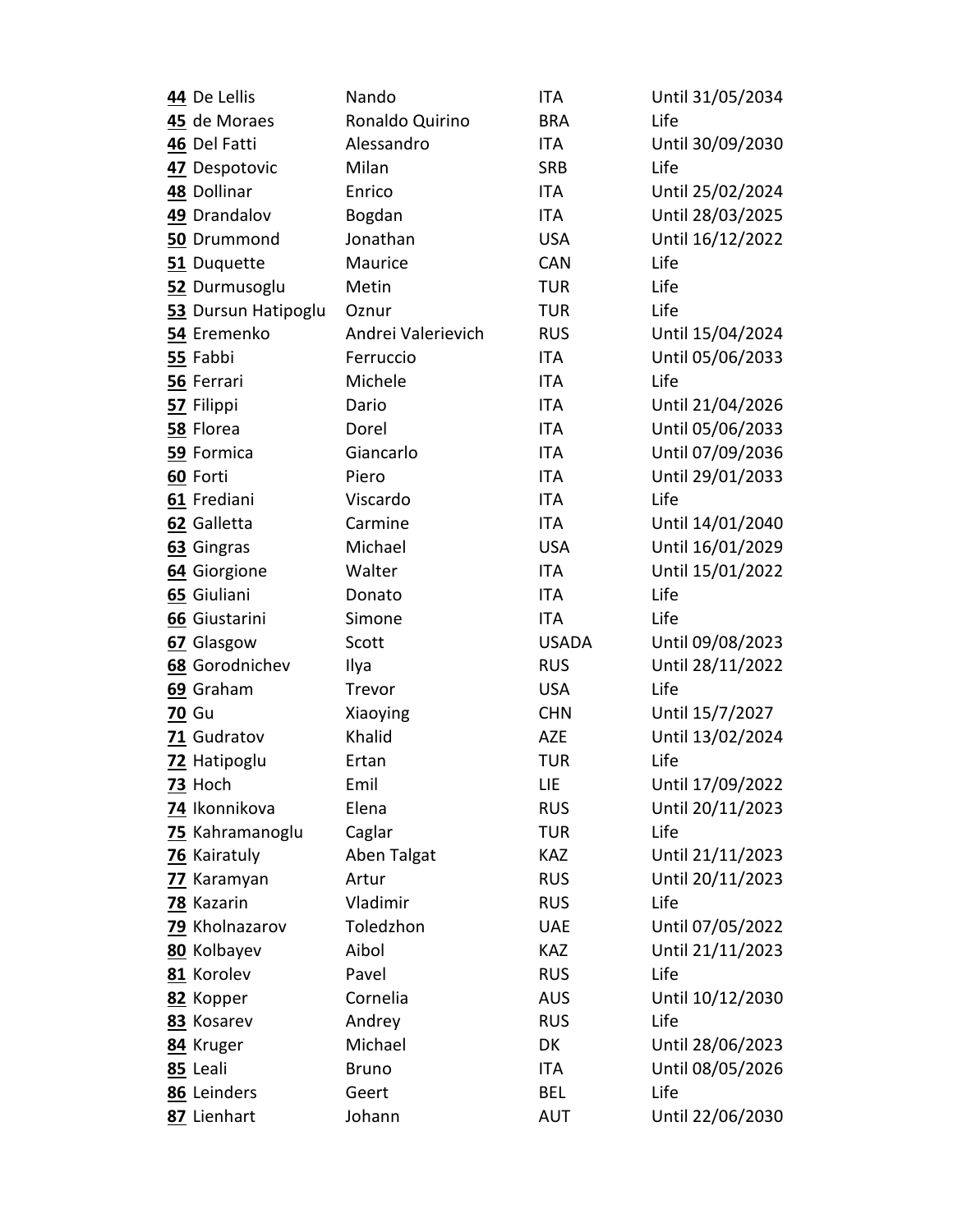| | | | | |
|---|---|---|---|---|
| **44** | De Lellis | Nando | ITA | Until 31/05/2034 |
| **45** | de Moraes | Ronaldo Quirino | BRA | Life |
| **46** | Del Fatti | Alessandro | ITA | Until 30/09/2030 |
| **47** | Despotovic | Milan | SRB | Life |
| **48** | Dollinar | Enrico | ITA | Until 25/02/2024 |
| **49** | Drandalov | Bogdan | ITA | Until 28/03/2025 |
| **50** | Drummond | Jonathan | USA | Until 16/12/2022 |
| **51** | Duquette | Maurice | CAN | Life |
| **52** | Durmusoglu | Metin | TUR | Life |
| **53** | Dursun Hatipoglu | Oznur | TUR | Life |
| **54** | Eremenko | Andrei Valerievich | RUS | Until 15/04/2024 |
| **55** | Fabbi | Ferruccio | ITA | Until 05/06/2033 |
| **56** | Ferrari | Michele | ITA | Life |
| **57** | Filippi | Dario | ITA | Until 21/04/2026 |
| **58** | Florea | Dorel | ITA | Until 05/06/2033 |
| **59** | Formica | Giancarlo | ITA | Until 07/09/2036 |
| **60** | Forti | Piero | ITA | Until 29/01/2033 |
| **61** | Frediani | Viscardo | ITA | Life |
| **62** | Galletta | Carmine | ITA | Until 14/01/2040 |
| **63** | Gingras | Michael | USA | Until 16/01/2029 |
| **64** | Giorgione | Walter | ITA | Until 15/01/2022 |
| **65** | Giuliani | Donato | ITA | Life |
| **66** | Giustarini | Simone | ITA | Life |
| **67** | Glasgow | Scott | USADA | Until 09/08/2023 |
| **68** | Gorodnichev | Ilya | RUS | Until 28/11/2022 |
| **69** | Graham | Trevor | USA | Life |
| **70** | Gu | Xiaoying | CHN | Until 15/7/2027 |
| **71** | Gudratov | Khalid | AZE | Until 13/02/2024 |
| **72** | Hatipoglu | Ertan | TUR | Life |
| **73** | Hoch | Emil | LIE | Until 17/09/2022 |
| **74** | Ikonnikova | Elena | RUS | Until 20/11/2023 |
| **75** | Kahramanoglu | Caglar | TUR | Life |
| **76** | Kairatuly | Aben Talgat | KAZ | Until 21/11/2023 |
| **77** | Karamyan | Artur | RUS | Until 20/11/2023 |
| **78** | Kazarin | Vladimir | RUS | Life |
| **79** | Kholnazarov | Toledzhon | UAE | Until 07/05/2022 |
| **80** | Kolbayev | Aibol | KAZ | Until 21/11/2023 |
| **81** | Korolev | Pavel | RUS | Life |
| **82** | Kopper | Cornelia | AUS | Until 10/12/2030 |
| **83** | Kosarev | Andrey | RUS | Life |
| **84** | Kruger | Michael | DK | Until 28/06/2023 |
| **85** | Leali | Bruno | ITA | Until 08/05/2026 |
| **86** | Leinders | Geert | BEL | Life |
| **87** | Lienhart | Johann | AUT | Until 22/06/2030 |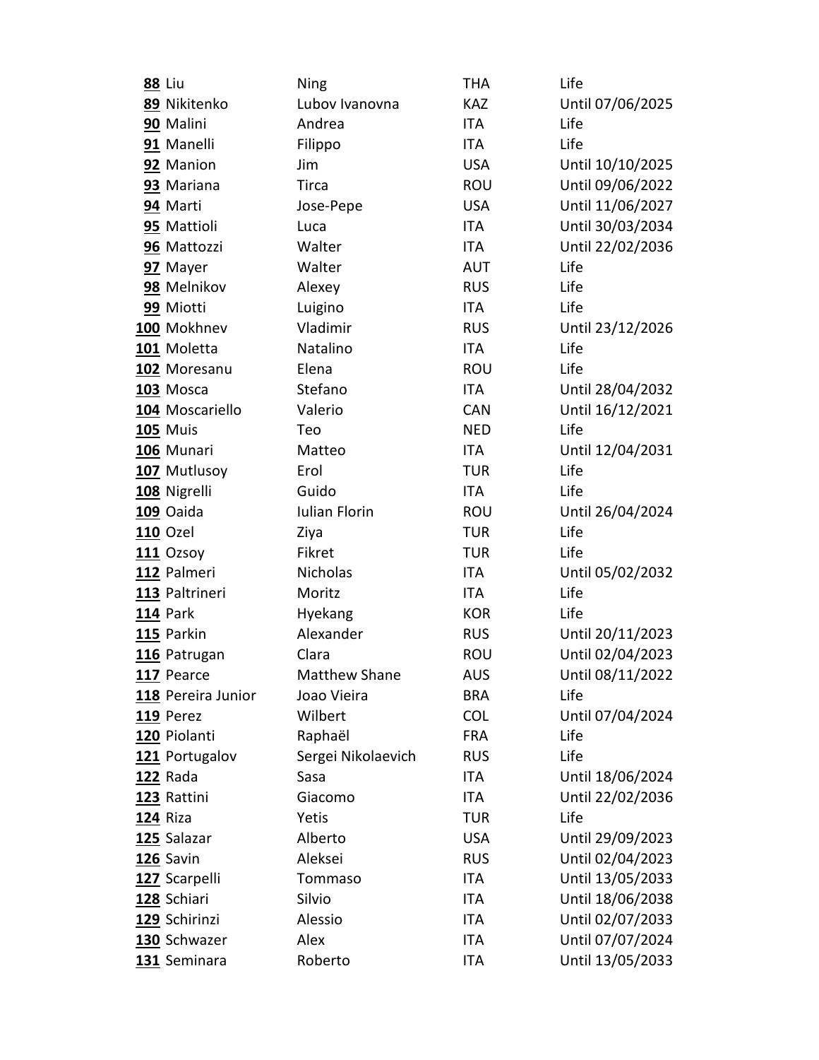| | | | |
|---|---|---|---|
| **88** Liu | Ning | THA | Life |
| **89** Nikitenko | Lubov Ivanovna | KAZ | Until 07/06/2025 |
| **90** Malini | Andrea | ITA | Life |
| **91** Manelli | Filippo | ITA | Life |
| **92** Manion | Jim | USA | Until 10/10/2025 |
| **93** Mariana | Tirca | ROU | Until 09/06/2022 |
| **94** Marti | Jose-Pepe | USA | Until 11/06/2027 |
| **95** Mattioli | Luca | ITA | Until 30/03/2034 |
| **96** Mattozzi | Walter | ITA | Until 22/02/2036 |
| **97** Mayer | Walter | AUT | Life |
| **98** Melnikov | Alexey | RUS | Life |
| **99** Miotti | Luigino | ITA | Life |
| **100** Mokhnev | Vladimir | RUS | Until 23/12/2026 |
| **101** Moletta | Natalino | ITA | Life |
| **102** Moresanu | Elena | ROU | Life |
| **103** Mosca | Stefano | ITA | Until 28/04/2032 |
| **104** Moscariello | Valerio | CAN | Until 16/12/2021 |
| **105** Muis | Teo | NED | Life |
| **106** Munari | Matteo | ITA | Until 12/04/2031 |
| **107** Mutlusoy | Erol | TUR | Life |
| **108** Nigrelli | Guido | ITA | Life |
| **109** Oaida | Iulian Florin | ROU | Until 26/04/2024 |
| **110** Ozel | Ziya | TUR | Life |
| **111** Ozsoy | Fikret | TUR | Life |
| **112** Palmeri | Nicholas | ITA | Until 05/02/2032 |
| **113** Paltrineri | Moritz | ITA | Life |
| **114** Park | Hyekang | KOR | Life |
| **115** Parkin | Alexander | RUS | Until 20/11/2023 |
| **116** Patrugan | Clara | ROU | Until 02/04/2023 |
| **117** Pearce | Matthew Shane | AUS | Until 08/11/2022 |
| **118** Pereira Junior | Joao Vieira | BRA | Life |
| **119** Perez | Wilbert | COL | Until 07/04/2024 |
| **120** Piolanti | Raphaël | FRA | Life |
| **121** Portugalov | Sergei Nikolaevich | RUS | Life |
| **122** Rada | Sasa | ITA | Until 18/06/2024 |
| **123** Rattini | Giacomo | ITA | Until 22/02/2036 |
| **124** Riza | Yetis | TUR | Life |
| **125** Salazar | Alberto | USA | Until 29/09/2023 |
| **126** Savin | Aleksei | RUS | Until 02/04/2023 |
| **127** Scarpelli | Tommaso | ITA | Until 13/05/2033 |
| **128** Schiari | Silvio | ITA | Until 18/06/2038 |
| **129** Schirinzi | Alessio | ITA | Until 02/07/2033 |
| **130** Schwazer | Alex | ITA | Until 07/07/2024 |
| **131** Seminara | Roberto | ITA | Until 13/05/2033 |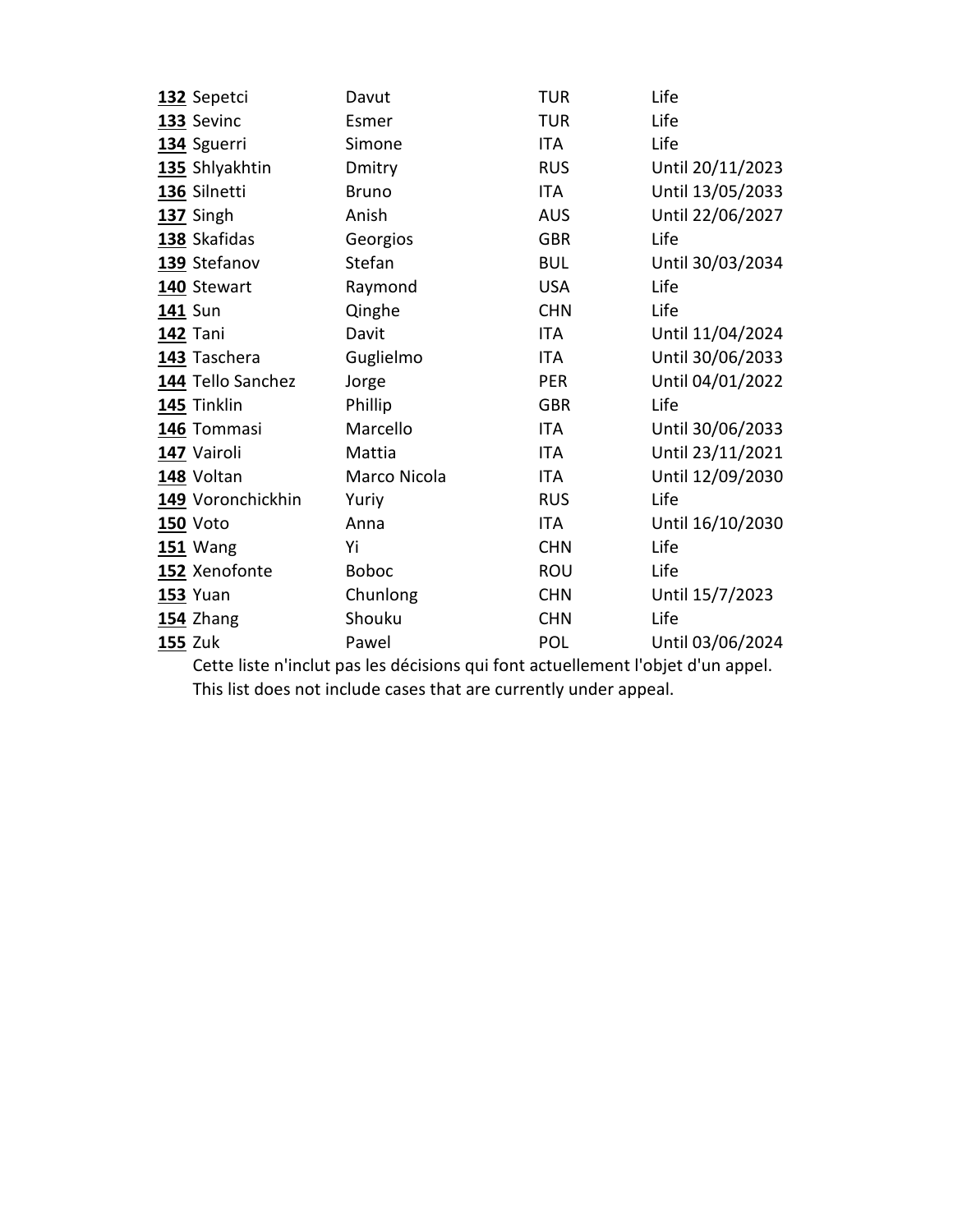| | | | | |
|---|---|---|---|---|
| **132** | Sepetci | Davut | TUR | Life |
| **133** | Sevinc | Esmer | TUR | Life |
| **134** | Sguerri | Simone | ITA | Life |
| **135** | Shlyakhtin | Dmitry | RUS | Until 20/11/2023 |
| **136** | Silnetti | Bruno | ITA | Until 13/05/2033 |
| **137** | Singh | Anish | AUS | Until 22/06/2027 |
| **138** | Skafidas | Georgios | GBR | Life |
| **139** | Stefanov | Stefan | BUL | Until 30/03/2034 |
| **140** | Stewart | Raymond | USA | Life |
| **141** | Sun | Qinghe | CHN | Life |
| **142** | Tani | Davit | ITA | Until 11/04/2024 |
| **143** | Taschera | Guglielmo | ITA | Until 30/06/2033 |
| **144** | Tello Sanchez | Jorge | PER | Until 04/01/2022 |
| **145** | Tinklin | Phillip | GBR | Life |
| **146** | Tommasi | Marcello | ITA | Until 30/06/2033 |
| **147** | Vairoli | Mattia | ITA | Until 23/11/2021 |
| **148** | Voltan | Marco Nicola | ITA | Until 12/09/2030 |
| **149** | Voronchickhin | Yuriy | RUS | Life |
| **150** | Voto | Anna | ITA | Until 16/10/2030 |
| **151** | Wang | Yi | CHN | Life |
| **152** | Xenofonte | Boboc | ROU | Life |
| **153** | Yuan | Chunlong | CHN | Until 15/7/2023 |
| **154** | Zhang | Shouku | CHN | Life |
| **155** | Zuk | Pawel | POL | Until 03/06/2024 |

Cette liste n'inclut pas les décisions qui font actuellement l'objet d'un appel.
This list does not include cases that are currently under appeal.